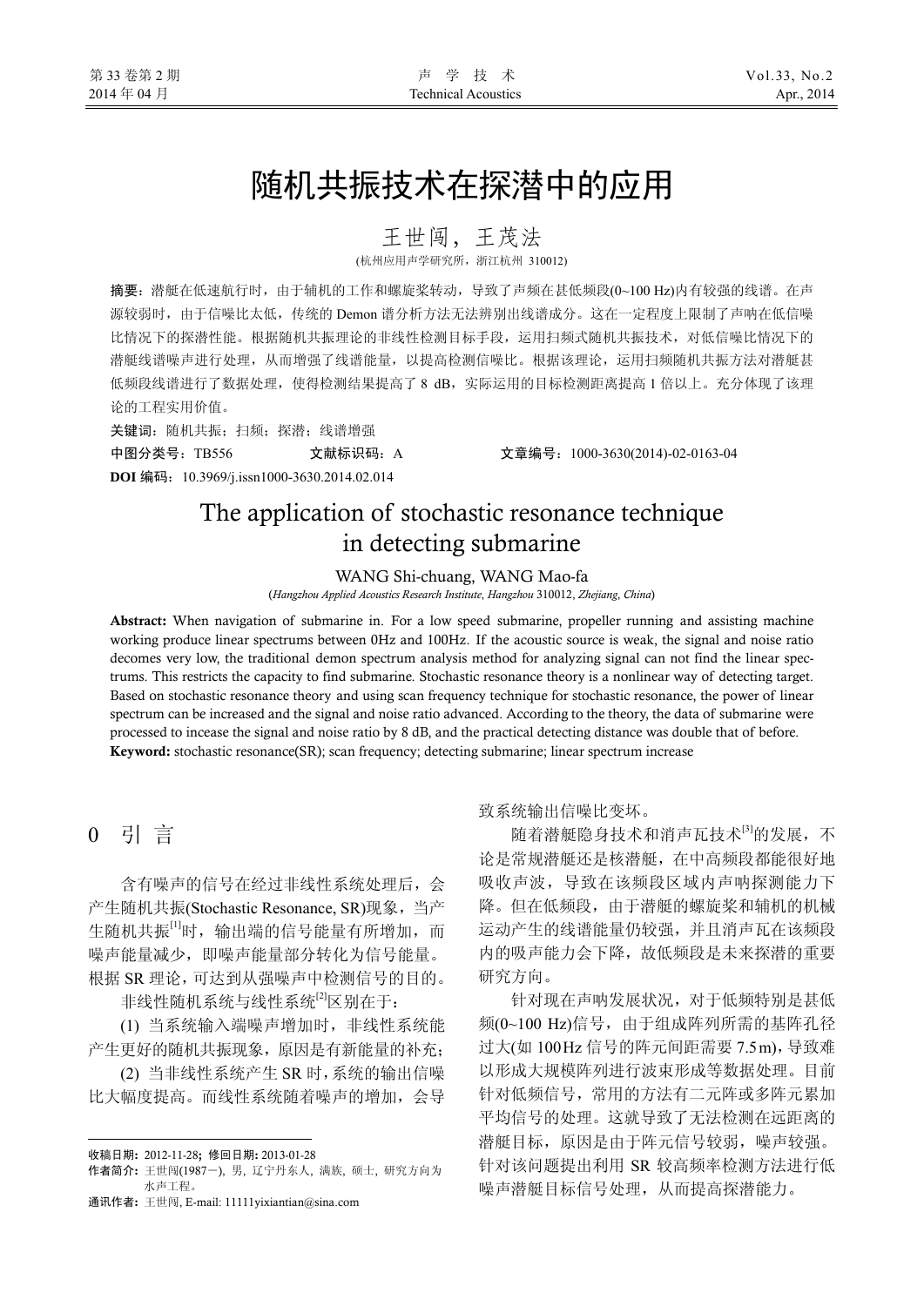# 随机共振技术在探潜中的应用

王世闯，王茂法

(杭州应用声学研究所，浙江杭州 310012)

**摘要：**潜艇在低速航行时，由于辅机的工作和螺旋桨转动，导致了声频在甚低频段(0~100 Hz)内有较强的线谱。在声源较弱时，由于信噪比太低，传统的 Demon 谱分析方法无法辨别出线谱成分。这在一定程度上限制了声呐在低信噪比情况下的探潜性能。根据随机共振理论的非线性检测目标手段，运用扫频式随机共振技术，对低信噪比情况下的潜艇线谱噪声进行处理，从而增强了线谱能量，以提高检测信噪比。根据该理论，运用扫频随机共振方法对潜艇甚低频段线谱进行了数据处理，使得检测结果提高了 8 dB，实际运用的目标检测距离提高 1 倍以上。充分体现了该理论的工程实用价值。

**关键词：**随机共振；扫频；探潜；线谱增强

**中图分类号：**TB556　　**文献标识码：**A　　**文章编号：**1000-3630(2014)-02-0163-04

**DOI 编码：**10.3969/j.issn1000-3630.2014.02.014

# The application of stochastic resonance technique in detecting submarine

WANG Shi-chuang, WANG Mao-fa

(*Hangzhou Applied Acoustics Research Institute*, *Hangzhou* 310012, *Zhejiang*, *China*)

**Abstract:** When navigation of submarine in. For a low speed submarine, propeller running and assisting machine working produce linear spectrums between 0Hz and 100Hz. If the acoustic source is weak, the signal and noise ratio decomes very low, the traditional demon spectrum analysis method for analyzing signal can not find the linear spectrums. This restricts the capacity to find submarine. Stochastic resonance theory is a nonlinear way of detecting target. Based on stochastic resonance theory and using scan frequency technique for stochastic resonance, the power of linear spectrum can be increased and the signal and noise ratio advanced. According to the theory, the data of submarine were processed to incease the signal and noise ratio by 8 dB, and the practical detecting distance was double that of before.

**Keyword:** stochastic resonance(SR); scan frequency; detecting submarine; linear spectrum increase

## 0 引 言

含有噪声的信号在经过非线性系统处理后，会产生随机共振(Stochastic Resonance, SR)现象，当产生随机共振[1]时，输出端的信号能量有所增加，而噪声能量减少，即噪声能量部分转化为信号能量。根据 SR 理论，可达到从强噪声中检测信号的目的。

非线性随机系统与线性系统[2]区别在于：

(1) 当系统输入端噪声增加时，非线性系统能产生更好的随机共振现象，原因是有新能量的补充；

(2) 当非线性系统产生 SR 时，系统的输出信噪比大幅度提高。而线性系统随着噪声的增加，会导致系统输出信噪比变坏。

随着潜艇隐身技术和消声瓦技术[3]的发展，不论是常规潜艇还是核潜艇，在中高频段都能很好地吸收声波，导致在该频段区域内声呐探测能力下降。但在低频段，由于潜艇的螺旋桨和辅机的机械运动产生的线谱能量仍较强，并且消声瓦在该频段内的吸声能力会下降，故低频段是未来探潜的重要研究方向。

针对现在声呐发展状况，对于低频特别是甚低频(0~100 Hz)信号，由于组成阵列所需的基阵孔径过大(如 100 Hz 信号的阵元间距需要 7.5 m)，导致难以形成大规模阵列进行波束形成等数据处理。目前针对低频信号，常用的方法有二元阵或多阵元累加平均信号的处理。这就导致了无法检测在远距离的潜艇目标，原因是由于阵元信号较弱，噪声较强。针对该问题提出利用 SR 较高频率检测方法进行低噪声潜艇目标信号处理，从而提高探潜能力。

---

**收稿日期：**2012-11-28；**修回日期：**2013-01-28

**作者简介：**王世闯(1987－)，男，辽宁丹东人，满族，硕士，研究方向为水声工程。

**通讯作者：**王世闯，E-mail: 11111yixiantian@sina.com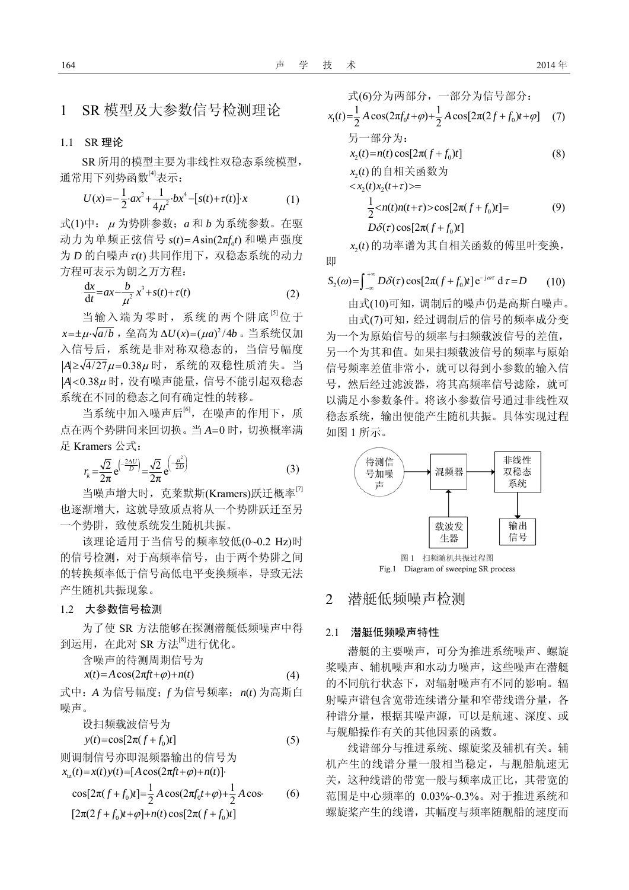# 1 SR 模型及大参数信号检测理论

## 1.1 SR 理论

SR 所用的模型主要为非线性双稳态系统模型，通常用下列势函数[4]表示：

$$U(x)=-\frac{1}{2}\cdot ax^2+\frac{1}{4\mu^2}\cdot bx^4-[s(t)+\tau(t)]\cdot x \tag{1}$$

式(1)中：$\mu$ 为势阱参数；$a$ 和 $b$ 为系统参数。在驱动力为单频正弦信号 $s(t)=A\sin(2\pi f_0 t)$ 和噪声强度为 $D$ 的白噪声 $\tau(t)$ 共同作用下，双稳态系统的动力方程可表示为朗之万方程：

$$\frac{\mathrm{d}x}{\mathrm{d}t}=ax-\frac{b}{\mu^2}x^3+s(t)+\tau(t) \tag{2}$$

当输入端为零时，系统的两个阱底[5]位于 $x=\pm\mu\cdot\sqrt{a/b}$，垒高为 $\Delta U(x)=(\mu a)^2/4b$。当系统仅加入信号后，系统是非对称双稳态的，当信号幅度 $|A|\geq\sqrt{4/27}\mu=0.38\mu$ 时，系统的双稳性质消失。当 $|A|<0.38\mu$ 时，没有噪声能量，信号不能引起双稳态系统在不同的稳态之间有确定性的转移。

当系统中加入噪声后[6]，在噪声的作用下，质点在两个势阱间来回切换。当 $A=0$ 时，切换概率满足 Kramers 公式：

$$r_k=\frac{\sqrt{2}}{2\pi}\mathrm{e}^{\left(-\frac{2\Delta U}{D}\right)}=\frac{\sqrt{2}}{2\pi}\mathrm{e}^{\left(-\frac{\mu^2}{2D}\right)} \tag{3}$$

当噪声增大时，克莱默斯(Kramers)跃迁概率[7]也逐渐增大，这就导致质点将从一个势阱跃迁至另一个势阱，致使系统发生随机共振。

该理论适用于当信号的频率较低(0~0.2 Hz)时的信号检测，对于高频率信号，由于两个势阱之间的转换频率低于信号高低电平变换频率，导致无法产生随机共振现象。

## 1.2 大参数信号检测

为了使 SR 方法能够在探测潜艇低频噪声中得到运用，在此对 SR 方法[8]进行优化。

含噪声的待测周期信号为

$$x(t)=A\cos(2\pi ft+\varphi)+n(t) \tag{4}$$

式中：$A$ 为信号幅度；$f$ 为信号频率；$n(t)$ 为高斯白噪声。

设扫频载波信号为

$$y(t)=\cos[2\pi(f+f_0)t] \tag{5}$$

则调制信号亦即混频器输出的信号为

$$\begin{aligned}x_{tz}(t)&=x(t)y(t)=[A\cos(2\pi ft+\varphi)+n(t)]\cdot\\ &\cos[2\pi(f+f_0)t]=\frac{1}{2}A\cos(2\pi f_0 t+\varphi)+\frac{1}{2}A\cos\cdot\\ &[2\pi(2f+f_0)t+\varphi]+n(t)\cos[2\pi(f+f_0)t]\end{aligned} \tag{6}$$

式(6)分为两部分，一部分为信号部分：

$$x_1(t)=\frac{1}{2}A\cos(2\pi f_0 t+\varphi)+\frac{1}{2}A\cos[2\pi(2f+f_0)t+\varphi] \tag{7}$$

另一部分为：

$$x_2(t)=n(t)\cos[2\pi(f+f_0)t] \tag{8}$$

$x_2(t)$ 的自相关函数为

$$\begin{aligned}&<x_2(t)x_2(t+\tau)>=\\ &\frac{1}{2}<n(t)n(t+\tau)>\cos[2\pi(f+f_0)t]=\\ &D\delta(\tau)\cos[2\pi(f+f_0)t]\end{aligned} \tag{9}$$

$x_2(t)$ 的功率谱为其自相关函数的傅里叶变换，即

$$S_2(\omega)=\int_{-\infty}^{+\infty}D\delta(\tau)\cos[2\pi(f+f_0)t]\,\mathrm{e}^{-\mathrm{j}\omega\tau}\,\mathrm{d}\tau=D \tag{10}$$

由式(10)可知，调制后的噪声仍是高斯白噪声。

由式(7)可知，经过调制后的信号的频率成分变为一个为原始信号的频率与扫频载波信号的差值，另一个为其和值。如果扫频载波信号的频率与原始信号频率差值非常小，就可以得到小参数的输入信号，然后经过滤波器，将其高频率信号滤除，就可以满足小参数条件。将该小参数信号通过非线性双稳态系统，输出便能产生随机共振。具体实现过程如图 1 所示。

待测信号加噪声 → 混频器 → 非线性双稳态系统 → 输出信号；载波发生器 → 混频器

图 1 扫频随机共振过程图
Fig.1 Diagram of sweeping SR process

# 2 潜艇低频噪声检测

## 2.1 潜艇低频噪声特性

潜艇的主要噪声，可分为推进系统噪声、螺旋桨噪声、辅机噪声和水动力噪声，这些噪声在潜艇的不同航行状态下，对辐射噪声有不同的影响。辐射噪声谱包含宽带连续谱分量和窄带线谱分量，各种谱分量，根据其噪声源，可以是航速、深度、或与舰船操作有关的其他因素的函数。

线谱部分与推进系统、螺旋桨及辅机有关。辅机产生的线谱分量一般相当稳定，与舰船航速无关，这种线谱的带宽一般与频率成正比，其带宽的范围是中心频率的 0.03%~0.3%。对于推进系统和螺旋桨产生的线谱，其幅度与频率随舰船的速度而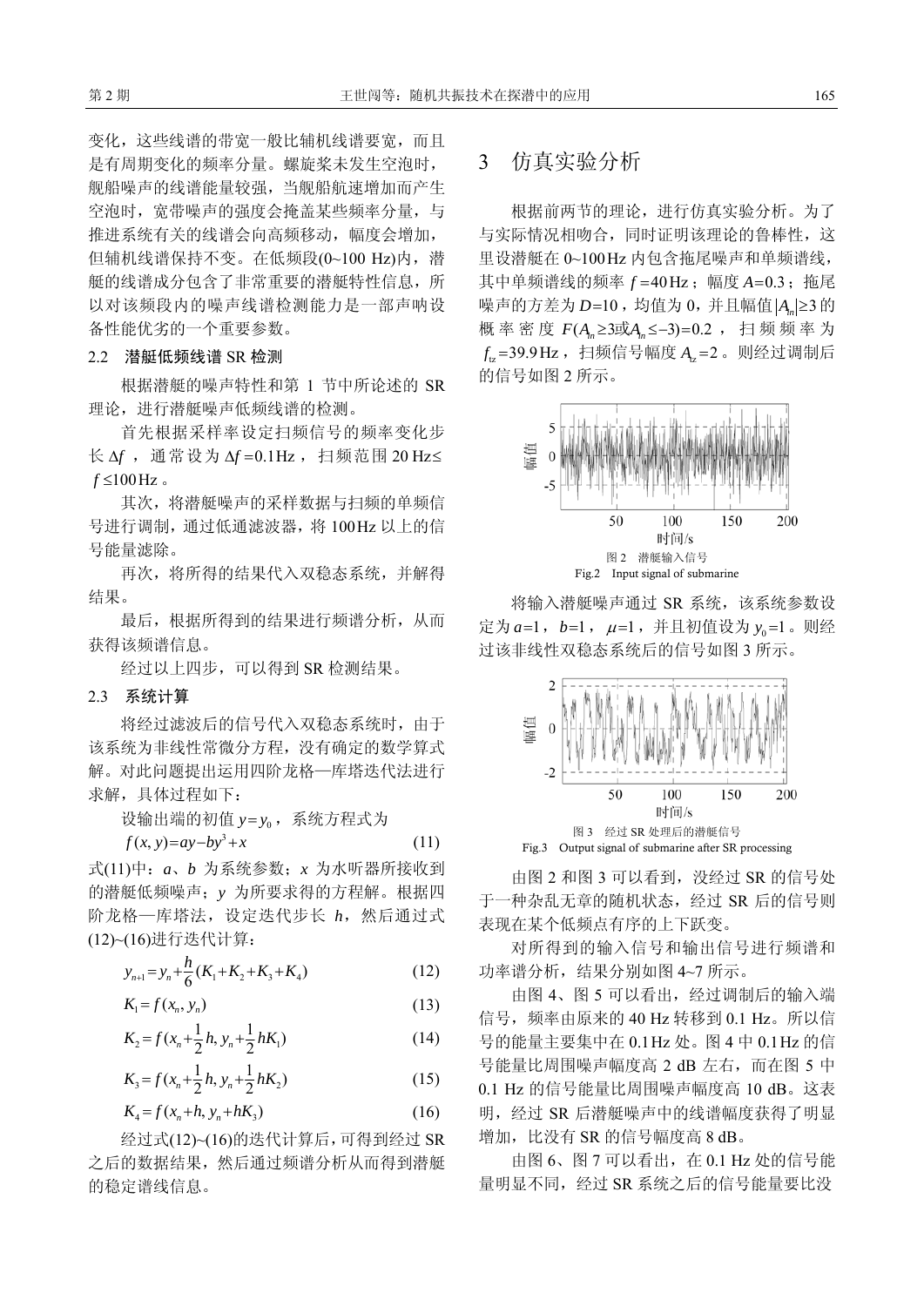变化，这些线谱的带宽一般比辅机线谱要宽，而且是有周期变化的频率分量。螺旋桨未发生空泡时，舰船噪声的线谱能量较强，当舰船航速增加而产生空泡时，宽带噪声的强度会掩盖某些频率分量，与推进系统有关的线谱会向高频移动，幅度会增加，但辅机线谱保持不变。在低频段(0~100 Hz)内，潜艇的线谱成分包含了非常重要的潜艇特性信息，所以对该频段内的噪声线谱检测能力是一部声呐设备性能优劣的一个重要参数。

### 2.2 潜艇低频线谱 SR 检测

根据潜艇的噪声特性和第 1 节中所论述的 SR 理论，进行潜艇噪声低频线谱的检测。

首先根据采样率设定扫频信号的频率变化步长 $\Delta f$，通常设为 $\Delta f = 0.1\,\text{Hz}$，扫频范围 $20\,\text{Hz} \le f \le 100\,\text{Hz}$。

其次，将潜艇噪声的采样数据与扫频的单频信号进行调制，通过低通滤波器，将 100 Hz 以上的信号能量滤除。

再次，将所得的结果代入双稳态系统，并解得结果。

最后，根据所得到的结果进行频谱分析，从而获得该频谱信息。

经过以上四步，可以得到 SR 检测结果。

### 2.3 系统计算

将经过滤波后的信号代入双稳态系统时，由于该系统为非线性常微分方程，没有确定的数学算式解。对此问题提出运用四阶龙格—库塔迭代法进行求解，具体过程如下：

设输出端的初值 $y = y_0$，系统方程式为

$$f(x, y) = ay - by^3 + x \tag{11}$$

式(11)中：$a$、$b$ 为系统参数；$x$ 为水听器所接收到的潜艇低频噪声；$y$ 为所要求得的方程解。根据四阶龙格—库塔法，设定迭代步长 $h$，然后通过式(12)~(16)进行迭代计算：

$$y_{n+1} = y_n + \frac{h}{6}(K_1 + K_2 + K_3 + K_4) \tag{12}$$

$$K_1 = f(x_n, y_n) \tag{13}$$

$$K_2 = f(x_n + \frac{1}{2}h, y_n + \frac{1}{2}hK_1) \tag{14}$$

$$K_3 = f(x_n + \frac{1}{2}h, y_n + \frac{1}{2}hK_2) \tag{15}$$

$$K_4 = f(x_n + h, y_n + hK_3) \tag{16}$$

经过式(12)~(16)的迭代计算后，可得到经过 SR 之后的数据结果，然后通过频谱分析从而得到潜艇的稳定谱线信息。

## 3 仿真实验分析

根据前两节的理论，进行仿真实验分析。为了与实际情况相吻合，同时证明该理论的鲁棒性，这里设潜艇在 0~100 Hz 内包含拖尾噪声和单频谱线，其中单频谱线的频率 $f = 40\,\text{Hz}$；幅度 $A = 0.3$；拖尾噪声的方差为 $D = 10$，均值为 0，并且幅值 $|A_n| \ge 3$ 的概率密度 $F(A_n \ge 3 \text{或} A_n \le -3) = 0.2$，扫频频率为 $f_{\text{tz}} = 39.9\,\text{Hz}$，扫频信号幅度 $A_{\text{tz}} = 2$。则经过调制后的信号如图 2 所示。

图 2 潜艇输入信号
Fig.2 Input signal of submarine

将输入潜艇噪声通过 SR 系统，该系统参数设定为 $a=1$，$b=1$，$\mu=1$，并且初值设为 $y_0 = 1$。则经过该非线性双稳态系统后的信号如图 3 所示。

图 3 经过 SR 处理后的潜艇信号
Fig.3 Output signal of submarine after SR processing

由图 2 和图 3 可以看到，没经过 SR 的信号处于一种杂乱无章的随机状态，经过 SR 后的信号则表现在某个低频点有序的上下跃变。

对所得到的输入信号和输出信号进行频谱和功率谱分析，结果分别如图 4~7 所示。

由图 4、图 5 可以看出，经过调制后的输入端信号，频率由原来的 40 Hz 转移到 0.1 Hz。所以信号的能量主要集中在 0.1 Hz 处。图 4 中 0.1 Hz 的信号能量比周围噪声幅度高 2 dB 左右，而在图 5 中 0.1 Hz 的信号能量比周围噪声幅度高 10 dB。这表明，经过 SR 后潜艇噪声中的线谱幅度获得了明显增加，比没有 SR 的信号幅度高 8 dB。

由图 6、图 7 可以看出，在 0.1 Hz 处的信号能量明显不同，经过 SR 系统之后的信号能量要比没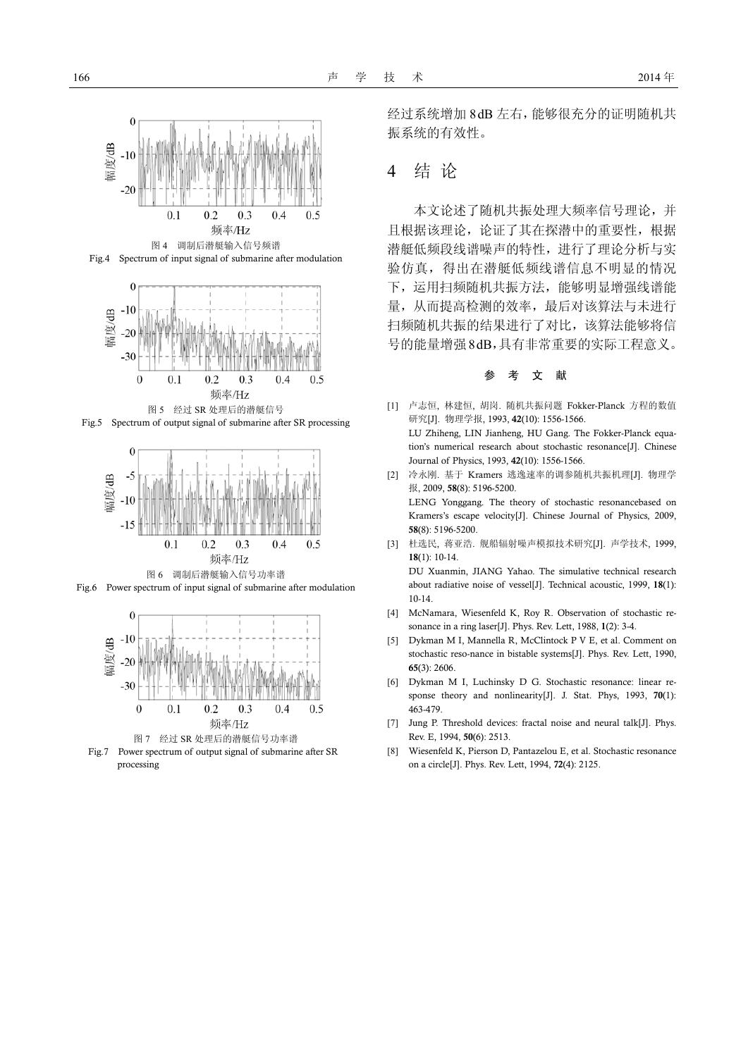0

-10

-20

幅度/dB

0.1 0.2 0.3 0.4 0.5

频率/Hz

图 4 调制后潜艇输入信号频谱

Fig.4 Spectrum of input signal of submarine after modulation

0

-10

-20

-30

幅度/dB

0 0.1 0.2 0.3 0.4 0.5

频率/Hz

图 5 经过 SR 处理后的潜艇信号

Fig.5 Spectrum of output signal of submarine after SR processing

0

-5

-10

-15

幅度/dB

0.1 0.2 0.3 0.4 0.5

频率/Hz

图 6 调制后潜艇输入信号功率谱

Fig.6 Power spectrum of input signal of submarine after modulation

0

-10

-20

-30

幅度/dB

0 0.1 0.2 0.3 0.4 0.5

频率/Hz

图 7 经过 SR 处理后的潜艇信号功率谱

Fig.7 Power spectrum of output signal of submarine after SR processing

经过系统增加 8 dB 左右，能够很充分的证明随机共振系统的有效性。

## 4 结 论

本文论述了随机共振处理大频率信号理论，并且根据该理论，论证了其在探潜中的重要性，根据潜艇低频段线谱噪声的特性，进行了理论分析与实验仿真，得出在潜艇低频线谱信息不明显的情况下，运用扫频随机共振方法，能够明显增强线谱能量，从而提高检测的效率，最后对该算法与未进行扫频随机共振的结果进行了对比，该算法能够将信号的能量增强 8 dB，具有非常重要的实际工程意义。

## 参 考 文 献

[1] 卢志恒, 林建恒, 胡岗. 随机共振问题 Fokker-Planck 方程的数值研究[J]. 物理学报, 1993, **42**(10): 1556-1566.
LU Zhiheng, LIN Jianheng, HU Gang. The Fokker-Planck equation's numerical research about stochastic resonance[J]. Chinese Journal of Physics, 1993, **42**(10): 1556-1566.

[2] 冷永刚. 基于 Kramers 逃逸速率的调参随机共振机理[J]. 物理学报, 2009, **58**(8): 5196-5200.
LENG Yonggang. The theory of stochastic resonancebased on Kramers's escape velocity[J]. Chinese Journal of Physics, 2009, **58**(8): 5196-5200.

[3] 杜选民, 蒋亚浩. 舰船辐射噪声模拟技术研究[J]. 声学技术, 1999, **18**(1): 10-14.
DU Xuanmin, JIANG Yahao. The simulative technical research about radiative noise of vessel[J]. Technical acoustic, 1999, **18**(1): 10-14.

[4] McNamara, Wiesenfeld K, Roy R. Observation of stochastic resonance in a ring laser[J]. Phys. Rev. Lett, 1988, **1**(2): 3-4.

[5] Dykman M I, Mannella R, McClintock P V E, et al. Comment on stochastic reso-nance in bistable systems[J]. Phys. Rev. Lett, 1990, **65**(3): 2606.

[6] Dykman M I, Luchinsky D G. Stochastic resonance: linear response theory and nonlinearity[J]. J. Stat. Phys, 1993, **70**(1): 463-479.

[7] Jung P. Threshold devices: fractal noise and neural talk[J]. Phys. Rev. E, 1994, **50**(6): 2513.

[8] Wiesenfeld K, Pierson D, Pantazelou E, et al. Stochastic resonance on a circle[J]. Phys. Rev. Lett, 1994, **72**(4): 2125.